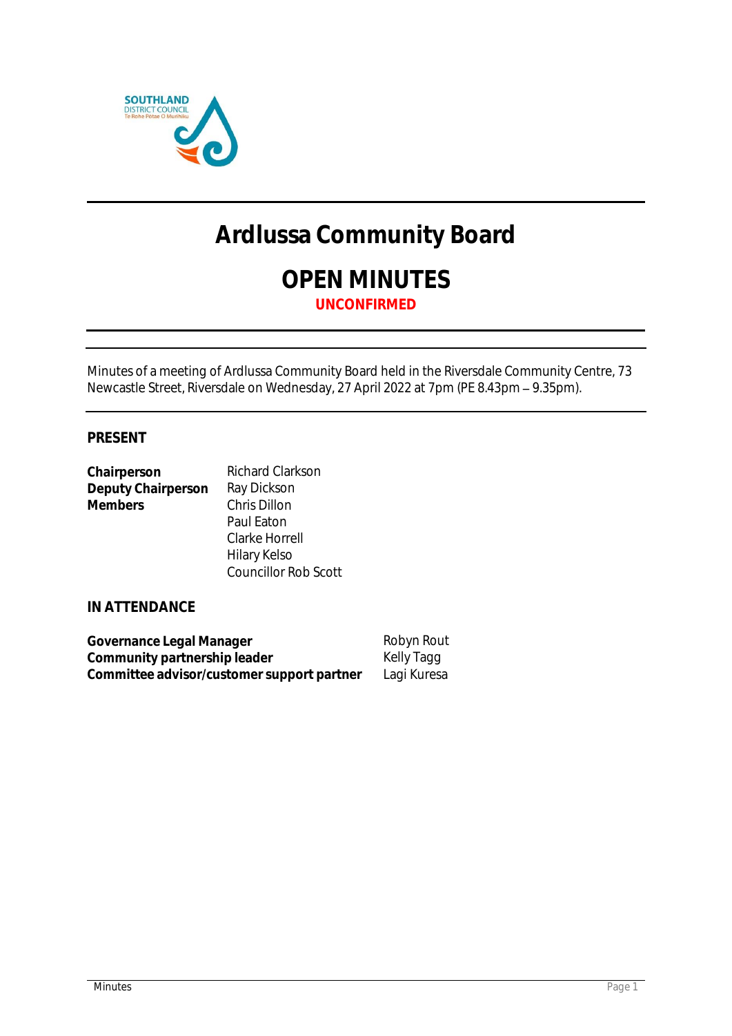# Ardlussa Community Board

## OPEN MINUTES

**UNCONFIRMED**

Minutes of a meeting of Ardlussa Community Board held in the Riversdale Community Centre, 73 Newcastle Street, Riversdale on Wednesday, 27 April 2022 at 7pm (PE 8.43pm – 9.35pm).

### PRESENT

| | |
|---|---|
| **Chairperson** | Richard Clarkson |
| **Deputy Chairperson** | Ray Dickson |
| **Members** | Chris Dillon |
| | Paul Eaton |
| | Clarke Horrell |
| | Hilary Kelso |
| | Councillor Rob Scott |

### IN ATTENDANCE

| | |
|---|---|
| **Governance Legal Manager** | Robyn Rout |
| **Community partnership leader** | Kelly Tagg |
| **Committee advisor/customer support partner** | Lagi Kuresa |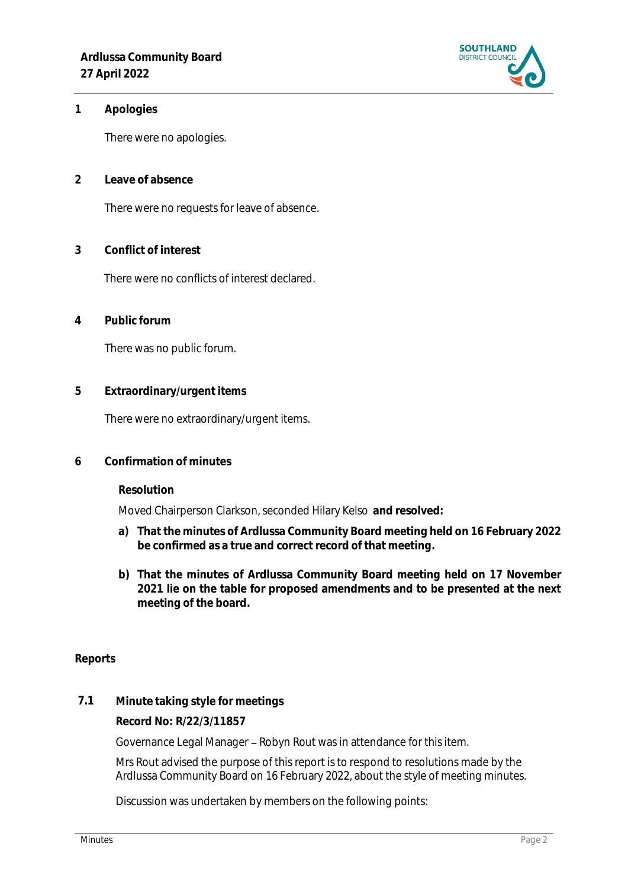## 1 Apologies

There were no apologies.

## 2 Leave of absence

There were no requests for leave of absence.

## 3 Conflict of interest

There were no conflicts of interest declared.

## 4 Public forum

There was no public forum.

## 5 Extraordinary/urgent items

There were no extraordinary/urgent items.

## 6 Confirmation of minutes

**Resolution**

Moved Chairperson Clarkson, seconded Hilary Kelso **and resolved:**

**a) That the minutes of Ardlussa Community Board meeting held on 16 February 2022 be confirmed as a true and correct record of that meeting.**

**b) That the minutes of Ardlussa Community Board meeting held on 17 November 2021 lie on the table for proposed amendments and to be presented at the next meeting of the board.**

## Reports

### 7.1 Minute taking style for meetings

**Record No: R/22/3/11857**

Governance Legal Manager – Robyn Rout was in attendance for this item.

Mrs Rout advised the purpose of this report is to respond to resolutions made by the Ardlussa Community Board on 16 February 2022, about the style of meeting minutes.

Discussion was undertaken by members on the following points: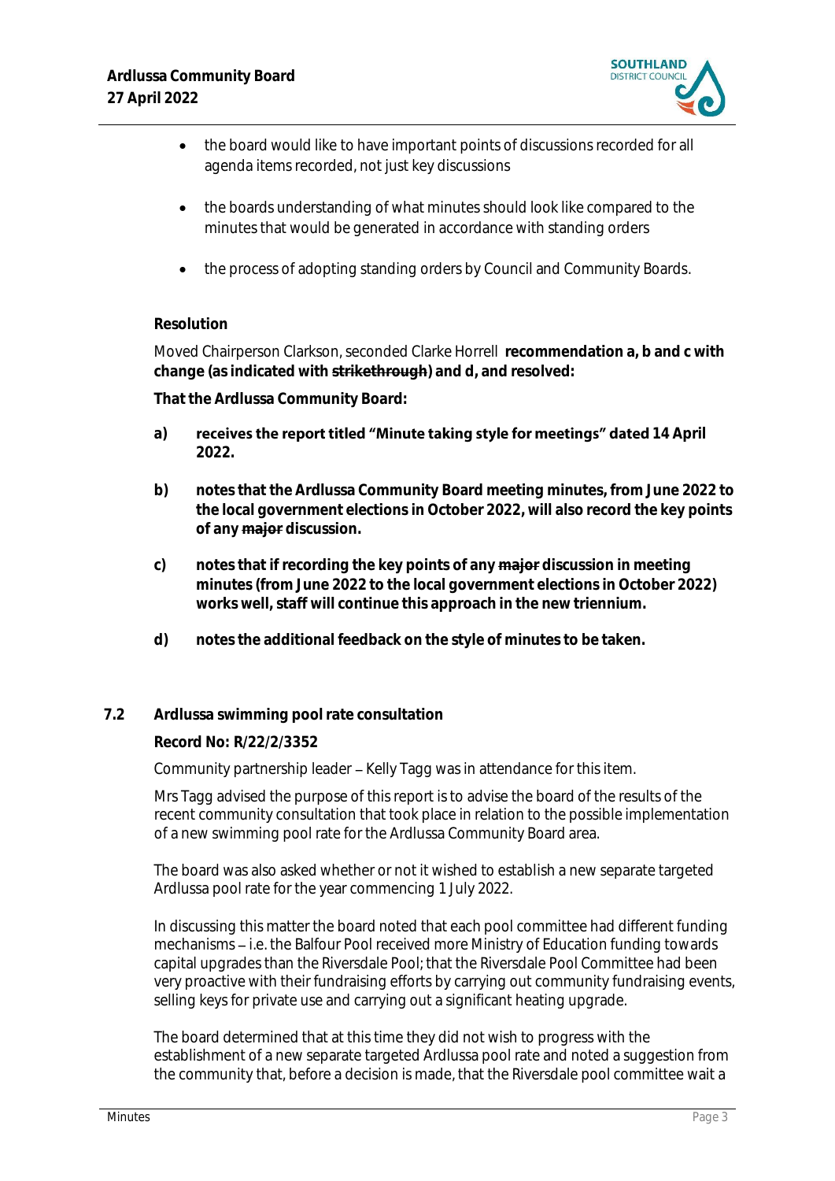- the board would like to have important points of discussions recorded for all agenda items recorded, not just key discussions
- the boards understanding of what minutes should look like compared to the minutes that would be generated in accordance with standing orders
- the process of adopting standing orders by Council and Community Boards.

**Resolution**

Moved Chairperson Clarkson, seconded Clarke Horrell **recommendation a, b and c with change (as indicated with ~~strikethrough~~) and d, and resolved:**

**That the Ardlussa Community Board:**

**a)** **receives the report titled "Minute taking style for meetings" dated 14 April 2022.**

**b)** **notes that the Ardlussa Community Board meeting minutes, from June 2022 to the local government elections in October 2022, will also record the key points of any ~~major~~ discussion.**

**c)** **notes that if recording the key points of any ~~major~~ discussion in meeting minutes (from June 2022 to the local government elections in October 2022) works well, staff will continue this approach in the new triennium.**

**d)** **notes the additional feedback on the style of minutes to be taken.**

### 7.2 Ardlussa swimming pool rate consultation

**Record No: R/22/2/3352**

Community partnership leader – Kelly Tagg was in attendance for this item.

Mrs Tagg advised the purpose of this report is to advise the board of the results of the recent community consultation that took place in relation to the possible implementation of a new swimming pool rate for the Ardlussa Community Board area.

The board was also asked whether or not it wished to establish a new separate targeted Ardlussa pool rate for the year commencing 1 July 2022.

In discussing this matter the board noted that each pool committee had different funding mechanisms – i.e. the Balfour Pool received more Ministry of Education funding towards capital upgrades than the Riversdale Pool; that the Riversdale Pool Committee had been very proactive with their fundraising efforts by carrying out community fundraising events, selling keys for private use and carrying out a significant heating upgrade.

The board determined that at this time they did not wish to progress with the establishment of a new separate targeted Ardlussa pool rate and noted a suggestion from the community that, before a decision is made, that the Riversdale pool committee wait a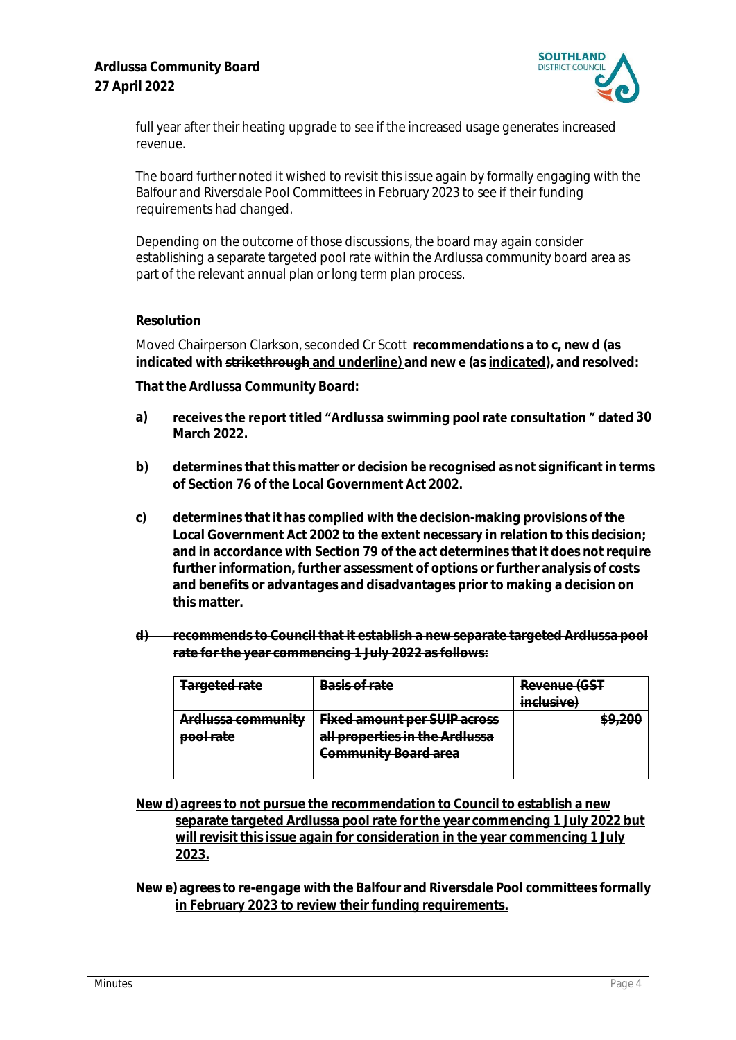full year after their heating upgrade to see if the increased usage generates increased revenue.

The board further noted it wished to revisit this issue again by formally engaging with the Balfour and Riversdale Pool Committees in February 2023 to see if their funding requirements had changed.

Depending on the outcome of those discussions, the board may again consider establishing a separate targeted pool rate within the Ardlussa community board area as part of the relevant annual plan or long term plan process.

**Resolution**

Moved Chairperson Clarkson, seconded Cr Scott **recommendations a to c, new d (as indicated with ~~strikethrough~~ <u>and underline)</u> and new e (as <u>indicated</u>), and resolved:**

**That the Ardlussa Community Board:**

**a)** **receives the report titled "Ardlussa swimming pool rate consultation" dated 30 March 2022.**

**b)** **determines that this matter or decision be recognised as not significant in terms of Section 76 of the Local Government Act 2002.**

**c)** **determines that it has complied with the decision-making provisions of the Local Government Act 2002 to the extent necessary in relation to this decision; and in accordance with Section 79 of the act determines that it does not require further information, further assessment of options or further analysis of costs and benefits or advantages and disadvantages prior to making a decision on this matter.**

~~**d) recommends to Council that it establish a new separate targeted Ardlussa pool rate for the year commencing 1 July 2022 as follows:**~~

| ~~**Targeted rate**~~ | ~~**Basis of rate**~~ | ~~**Revenue (GST inclusive)**~~ |
|---|---|---|
| ~~**Ardlussa community pool rate**~~ | ~~**Fixed amount per SUIP across all properties in the Ardlussa Community Board area**~~ | ~~**$9,200**~~ |

<u>**New d) agrees to not pursue the recommendation to Council to establish a new separate targeted Ardlussa pool rate for the year commencing 1 July 2022 but will revisit this issue again for consideration in the year commencing 1 July 2023.**</u>

<u>**New e) agrees to re-engage with the Balfour and Riversdale Pool committees formally in February 2023 to review their funding requirements.**</u>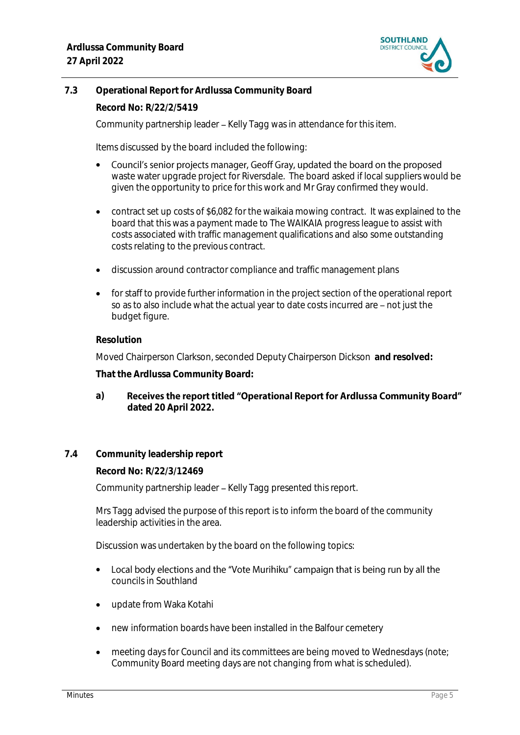## 7.3 Operational Report for Ardlussa Community Board

**Record No: R/22/2/5419**

Community partnership leader – Kelly Tagg was in attendance for this item.

Items discussed by the board included the following:

- Council's senior projects manager, Geoff Gray, updated the board on the proposed waste water upgrade project for Riversdale. The board asked if local suppliers would be given the opportunity to price for this work and Mr Gray confirmed they would.
- contract set up costs of $6,082 for the waikaia mowing contract. It was explained to the board that this was a payment made to The WAIKAIA progress league to assist with costs associated with traffic management qualifications and also some outstanding costs relating to the previous contract.
- discussion around contractor compliance and traffic management plans
- for staff to provide further information in the project section of the operational report so as to also include what the actual year to date costs incurred are – not just the budget figure.

**Resolution**

Moved Chairperson Clarkson, seconded Deputy Chairperson Dickson **and resolved:**

**That the Ardlussa Community Board:**

**a)** **Receives the report titled "Operational Report for Ardlussa Community Board" dated 20 April 2022.**

## 7.4 Community leadership report

**Record No: R/22/3/12469**

Community partnership leader – Kelly Tagg presented this report.

Mrs Tagg advised the purpose of this report is to inform the board of the community leadership activities in the area.

Discussion was undertaken by the board on the following topics:

- Local body elections and the "Vote Murihiku" campaign that is being run by all the councils in Southland
- update from Waka Kotahi
- new information boards have been installed in the Balfour cemetery
- meeting days for Council and its committees are being moved to Wednesdays (note; Community Board meeting days are not changing from what is scheduled).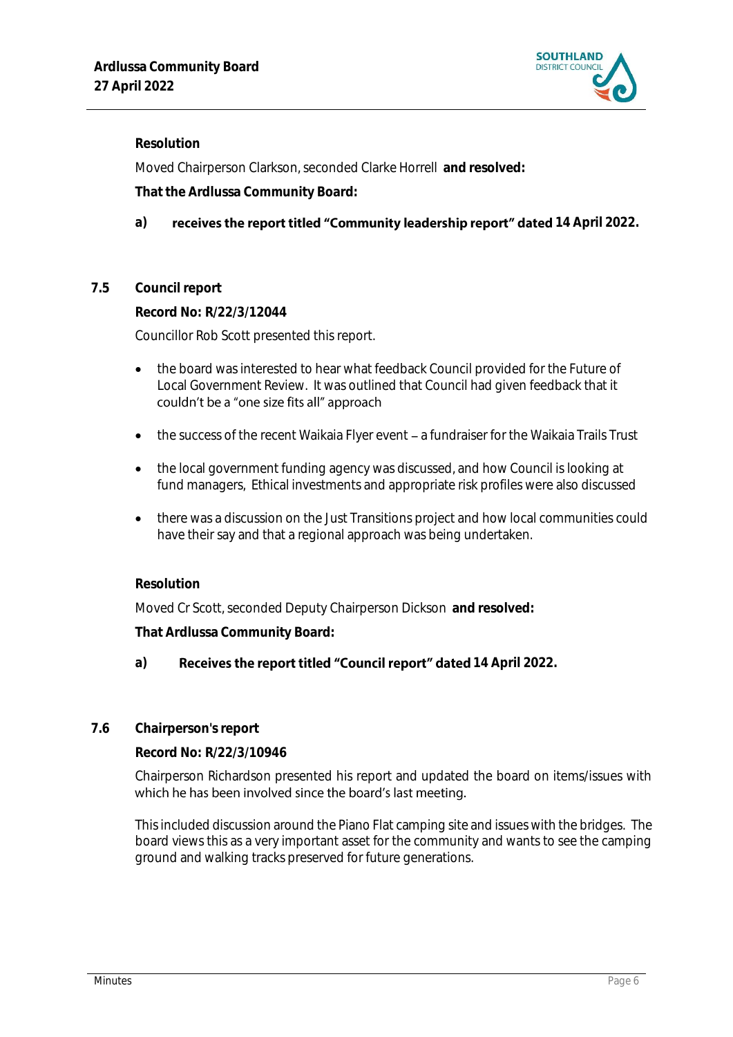**Resolution**

Moved Chairperson Clarkson, seconded Clarke Horrell **and resolved:**

**That the Ardlussa Community Board:**

a) **receives the report titled "Community leadership report" dated 14 April 2022.**

## 7.5 Council report

**Record No: R/22/3/12044**

Councillor Rob Scott presented this report.

- the board was interested to hear what feedback Council provided for the Future of Local Government Review. It was outlined that Council had given feedback that it couldn't be a "one size fits all" approach
- the success of the recent Waikaia Flyer event – a fundraiser for the Waikaia Trails Trust
- the local government funding agency was discussed, and how Council is looking at fund managers, Ethical investments and appropriate risk profiles were also discussed
- there was a discussion on the Just Transitions project and how local communities could have their say and that a regional approach was being undertaken.

**Resolution**

Moved Cr Scott, seconded Deputy Chairperson Dickson **and resolved:**

**That Ardlussa Community Board:**

a) **Receives the report titled "Council report" dated 14 April 2022.**

## 7.6 Chairperson's report

**Record No: R/22/3/10946**

Chairperson Richardson presented his report and updated the board on items/issues with which he has been involved since the board's last meeting.

This included discussion around the Piano Flat camping site and issues with the bridges. The board views this as a very important asset for the community and wants to see the camping ground and walking tracks preserved for future generations.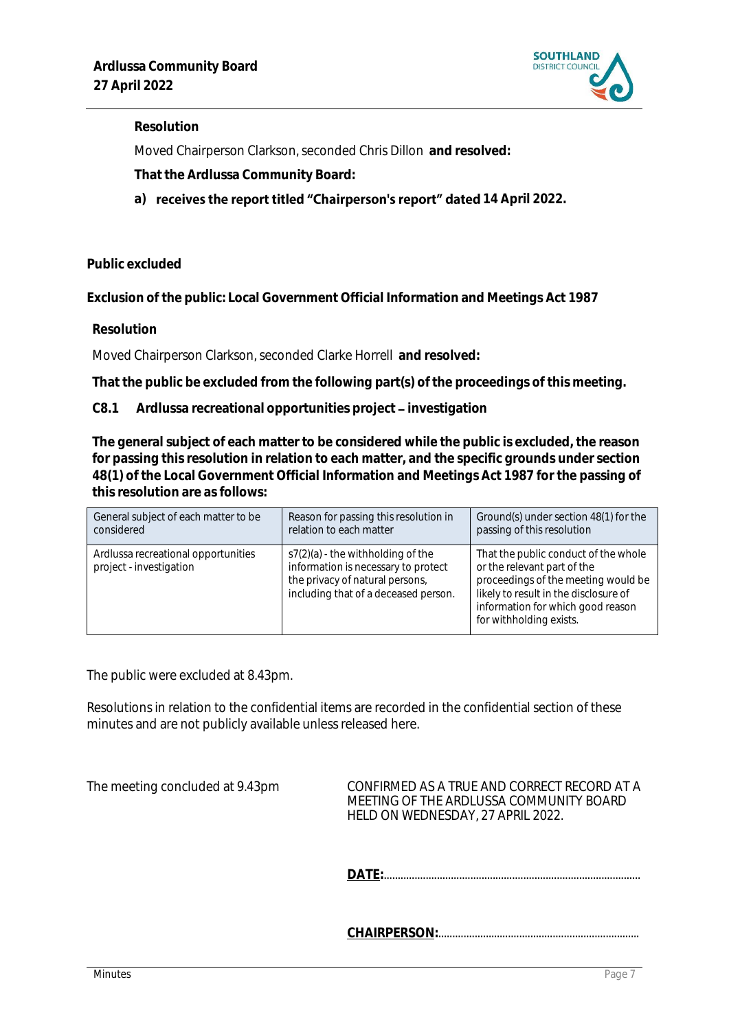**Resolution**

Moved Chairperson Clarkson, seconded Chris Dillon **and resolved:**

**That the Ardlussa Community Board:**

**a) receives the report titled "Chairperson's report" dated 14 April 2022.**

**Public excluded**

**Exclusion of the public: Local Government Official Information and Meetings Act 1987**

**Resolution**

Moved Chairperson Clarkson, seconded Clarke Horrell **and resolved:**

**That the public be excluded from the following part(s) of the proceedings of this meeting.**

**C8.1 Ardlussa recreational opportunities project – investigation**

**The general subject of each matter to be considered while the public is excluded, the reason for passing this resolution in relation to each matter, and the specific grounds under section 48(1) of the Local Government Official Information and Meetings Act 1987 for the passing of this resolution are as follows:**

| General subject of each matter to be considered | Reason for passing this resolution in relation to each matter | Ground(s) under section 48(1) for the passing of this resolution |
|---|---|---|
| Ardlussa recreational opportunities project - investigation | s7(2)(a) - the withholding of the information is necessary to protect the privacy of natural persons, including that of a deceased person. | That the public conduct of the whole or the relevant part of the proceedings of the meeting would be likely to result in the disclosure of information for which good reason for withholding exists. |

The public were excluded at 8.43pm.

Resolutions in relation to the confidential items are recorded in the confidential section of these minutes and are not publicly available unless released here.

The meeting concluded at 9.43pm

CONFIRMED AS A TRUE AND CORRECT RECORD AT A MEETING OF THE ARDLUSSA COMMUNITY BOARD HELD ON WEDNESDAY, 27 APRIL 2022.

**DATE:**..........................................................................................

**CHAIRPERSON:**......................................................................